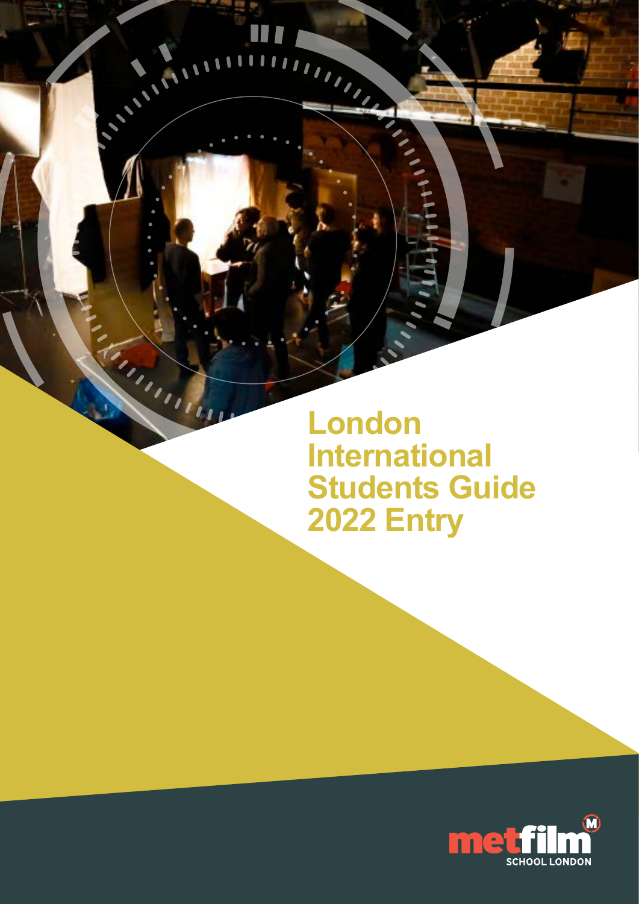# London International Students Guide 2022 Entry

metfilm SCHOOL LONDON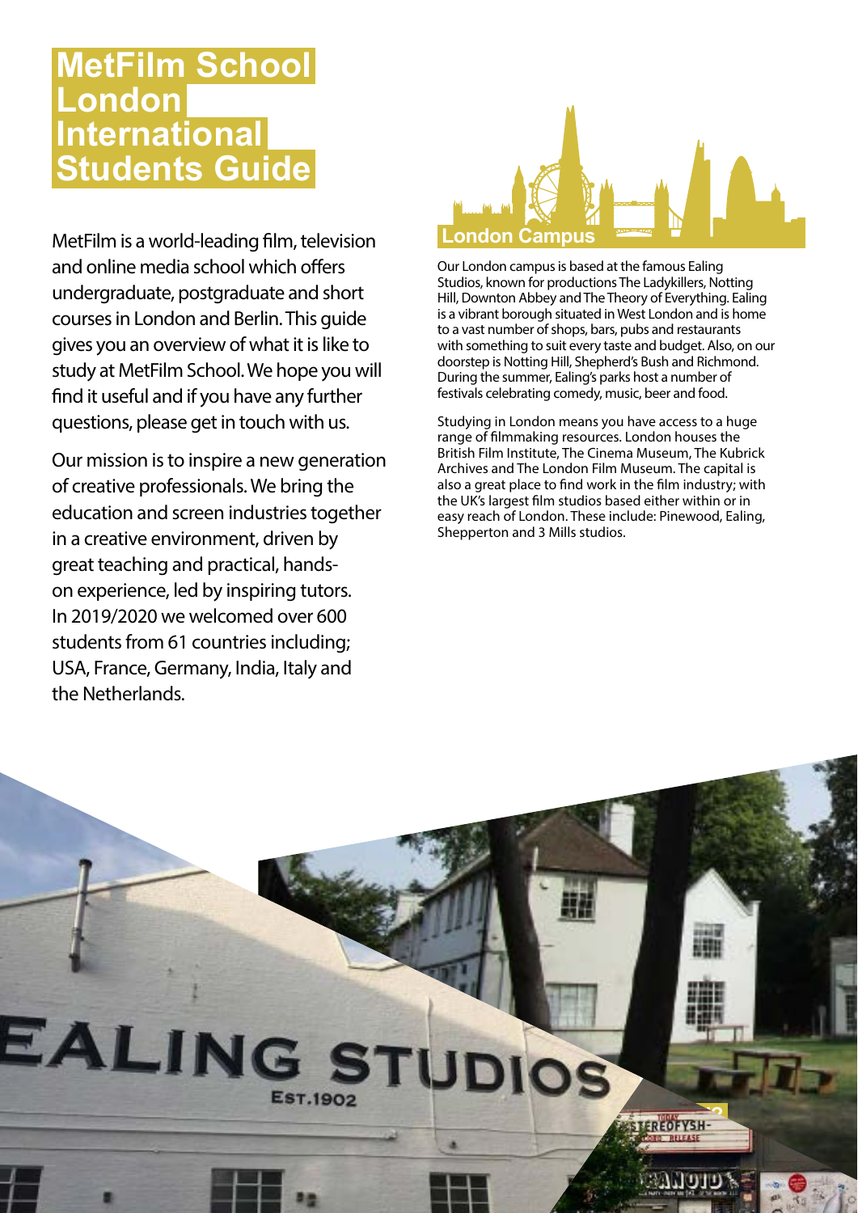# MetFilm School London International Students Guide

MetFilm is a world-leading film, television and online media school which offers undergraduate, postgraduate and short courses in London and Berlin. This guide gives you an overview of what it is like to study at MetFilm School. We hope you will find it useful and if you have any further questions, please get in touch with us.

Our mission is to inspire a new generation of creative professionals. We bring the education and screen industries together in a creative environment, driven by great teaching and practical, hands-on experience, led by inspiring tutors. In 2019/2020 we welcomed over 600 students from 61 countries including; USA, France, Germany, India, Italy and the Netherlands.

## London Campus

Our London campus is based at the famous Ealing Studios, known for productions The Ladykillers, Notting Hill, Downton Abbey and The Theory of Everything. Ealing is a vibrant borough situated in West London and is home to a vast number of shops, bars, pubs and restaurants with something to suit every taste and budget. Also, on our doorstep is Notting Hill, Shepherd's Bush and Richmond. During the summer, Ealing's parks host a number of festivals celebrating comedy, music, beer and food.

Studying in London means you have access to a huge range of filmmaking resources. London houses the British Film Institute, The Cinema Museum, The Kubrick Archives and The London Film Museum. The capital is also a great place to find work in the film industry; with the UK's largest film studios based either within or in easy reach of London. These include: Pinewood, Ealing, Shepperton and 3 Mills studios.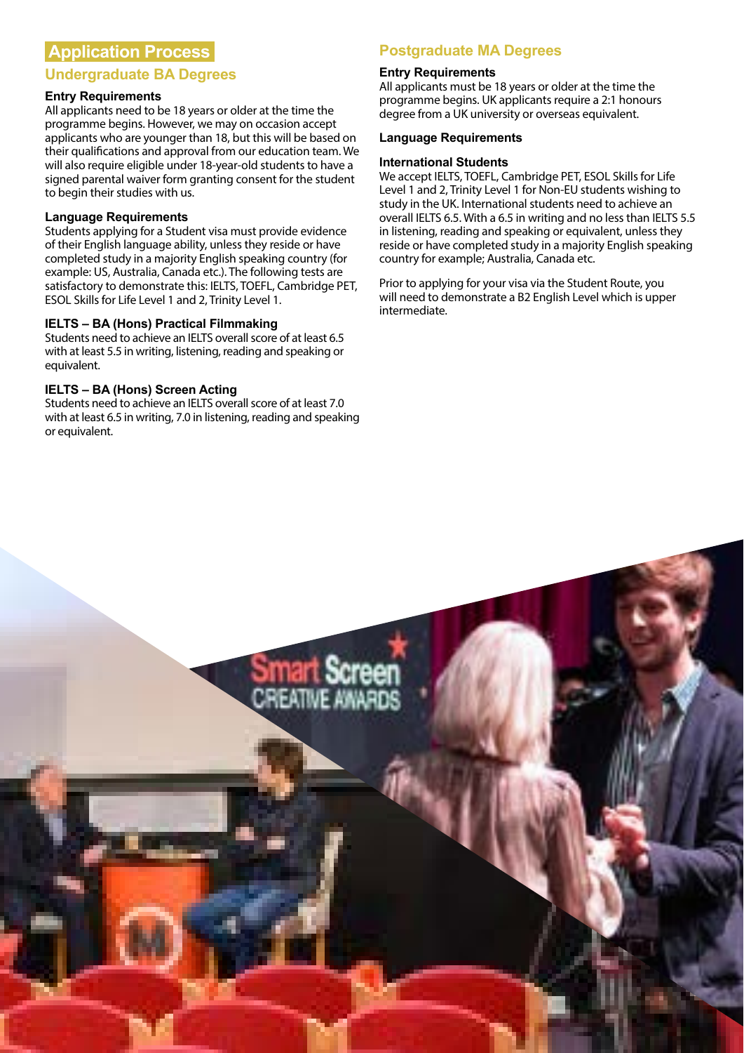# Application Process

## Undergraduate BA Degrees

### Entry Requirements

All applicants need to be 18 years or older at the time the programme begins. However, we may on occasion accept applicants who are younger than 18, but this will be based on their qualifications and approval from our education team. We will also require eligible under 18-year-old students to have a signed parental waiver form granting consent for the student to begin their studies with us.

### Language Requirements

Students applying for a Student visa must provide evidence of their English language ability, unless they reside or have completed study in a majority English speaking country (for example: US, Australia, Canada etc.). The following tests are satisfactory to demonstrate this: IELTS, TOEFL, Cambridge PET, ESOL Skills for Life Level 1 and 2, Trinity Level 1.

### IELTS – BA (Hons) Practical Filmmaking

Students need to achieve an IELTS overall score of at least 6.5 with at least 5.5 in writing, listening, reading and speaking or equivalent.

### IELTS – BA (Hons) Screen Acting

Students need to achieve an IELTS overall score of at least 7.0 with at least 6.5 in writing, 7.0 in listening, reading and speaking or equivalent.

## Postgraduate MA Degrees

### Entry Requirements

All applicants must be 18 years or older at the time the programme begins. UK applicants require a 2:1 honours degree from a UK university or overseas equivalent.

### Language Requirements

### International Students

We accept IELTS, TOEFL, Cambridge PET, ESOL Skills for Life Level 1 and 2, Trinity Level 1 for Non-EU students wishing to study in the UK. International students need to achieve an overall IELTS 6.5. With a 6.5 in writing and no less than IELTS 5.5 in listening, reading and speaking or equivalent, unless they reside or have completed study in a majority English speaking country for example; Australia, Canada etc.

Prior to applying for your visa via the Student Route, you will need to demonstrate a B2 English Level which is upper intermediate.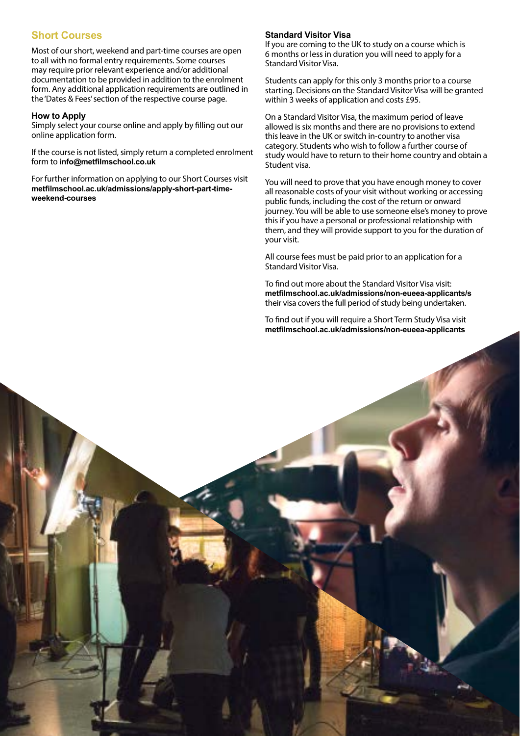## Short Courses

Most of our short, weekend and part-time courses are open to all with no formal entry requirements. Some courses may require prior relevant experience and/or additional documentation to be provided in addition to the enrolment form. Any additional application requirements are outlined in the 'Dates & Fees' section of the respective course page.

### How to Apply

Simply select your course online and apply by filling out our online application form.

If the course is not listed, simply return a completed enrolment form to **info@metfilmschool.co.uk**

For further information on applying to our Short Courses visit **metfilmschool.ac.uk/admissions/apply-short-part-time-weekend-courses**

### Standard Visitor Visa

If you are coming to the UK to study on a course which is 6 months or less in duration you will need to apply for a Standard Visitor Visa.

Students can apply for this only 3 months prior to a course starting. Decisions on the Standard Visitor Visa will be granted within 3 weeks of application and costs £95.

On a Standard Visitor Visa, the maximum period of leave allowed is six months and there are no provisions to extend this leave in the UK or switch in-country to another visa category. Students who wish to follow a further course of study would have to return to their home country and obtain a Student visa.

You will need to prove that you have enough money to cover all reasonable costs of your visit without working or accessing public funds, including the cost of the return or onward journey. You will be able to use someone else's money to prove this if you have a personal or professional relationship with them, and they will provide support to you for the duration of your visit.

All course fees must be paid prior to an application for a Standard Visitor Visa.

To find out more about the Standard Visitor Visa visit: **metfilmschool.ac.uk/admissions/non-eueea-applicants/s** their visa covers the full period of study being undertaken.

To find out if you will require a Short Term Study Visa visit **metfilmschool.ac.uk/admissions/non-eueea-applicants**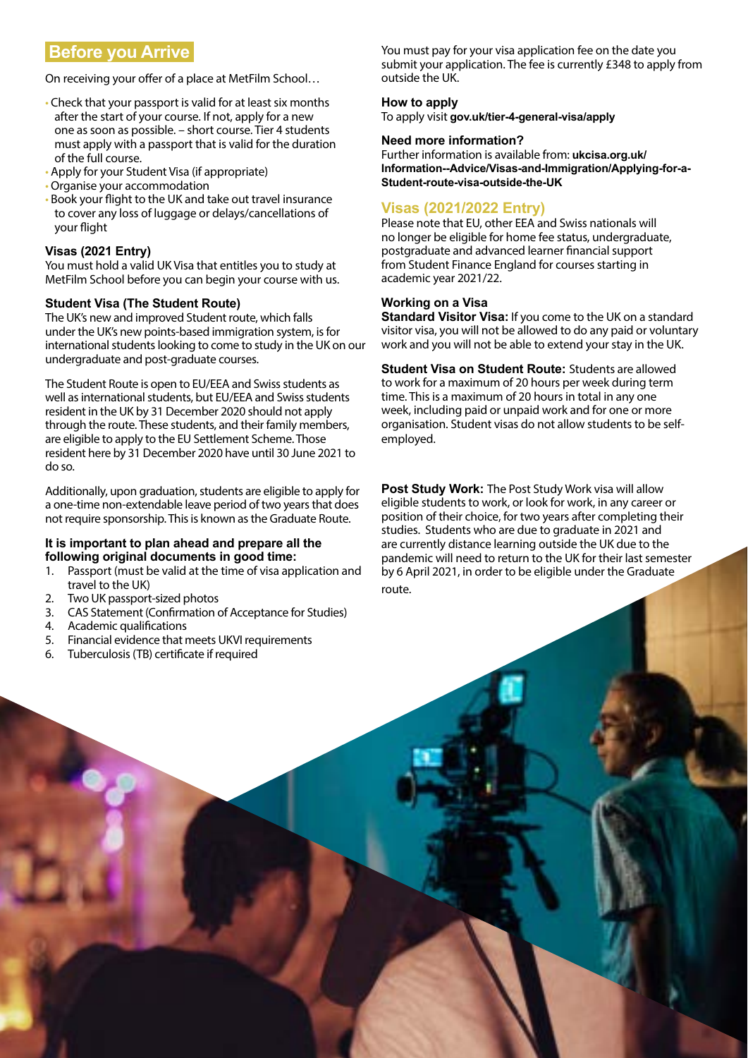## Before you Arrive

On receiving your offer of a place at MetFilm School…

- Check that your passport is valid for at least six months after the start of your course. If not, apply for a new one as soon as possible. – short course. Tier 4 students must apply with a passport that is valid for the duration of the full course.
- Apply for your Student Visa (if appropriate)
- Organise your accommodation
- Book your flight to the UK and take out travel insurance to cover any loss of luggage or delays/cancellations of your flight

### Visas (2021 Entry)

You must hold a valid UK Visa that entitles you to study at MetFilm School before you can begin your course with us.

### Student Visa (The Student Route)

The UK's new and improved Student route, which falls under the UK's new points-based immigration system, is for international students looking to come to study in the UK on our undergraduate and post-graduate courses.

The Student Route is open to EU/EEA and Swiss students as well as international students, but EU/EEA and Swiss students resident in the UK by 31 December 2020 should not apply through the route. These students, and their family members, are eligible to apply to the EU Settlement Scheme. Those resident here by 31 December 2020 have until 30 June 2021 to do so.

Additionally, upon graduation, students are eligible to apply for a one-time non-extendable leave period of two years that does not require sponsorship. This is known as the Graduate Route.

**It is important to plan ahead and prepare all the following original documents in good time:**

1. Passport (must be valid at the time of visa application and travel to the UK)
2. Two UK passport-sized photos
3. CAS Statement (Confirmation of Acceptance for Studies)
4. Academic qualifications
5. Financial evidence that meets UKVI requirements
6. Tuberculosis (TB) certificate if required

You must pay for your visa application fee on the date you submit your application. The fee is currently £348 to apply from outside the UK.

### How to apply

To apply visit **gov.uk/tier-4-general-visa/apply**

### Need more information?

Further information is available from: **ukcisa.org.uk/Information--Advice/Visas-and-Immigration/Applying-for-a-Student-route-visa-outside-the-UK**

## Visas (2021/2022 Entry)

Please note that EU, other EEA and Swiss nationals will no longer be eligible for home fee status, undergraduate, postgraduate and advanced learner financial support from Student Finance England for courses starting in academic year 2021/22.

### Working on a Visa

**Standard Visitor Visa:** If you come to the UK on a standard visitor visa, you will not be allowed to do any paid or voluntary work and you will not be able to extend your stay in the UK.

**Student Visa on Student Route:** Students are allowed to work for a maximum of 20 hours per week during term time. This is a maximum of 20 hours in total in any one week, including paid or unpaid work and for one or more organisation. Student visas do not allow students to be self-employed.

**Post Study Work:** The Post Study Work visa will allow eligible students to work, or look for work, in any career or position of their choice, for two years after completing their studies. Students who are due to graduate in 2021 and are currently distance learning outside the UK due to the pandemic will need to return to the UK for their last semester by 6 April 2021, in order to be eligible under the Graduate route.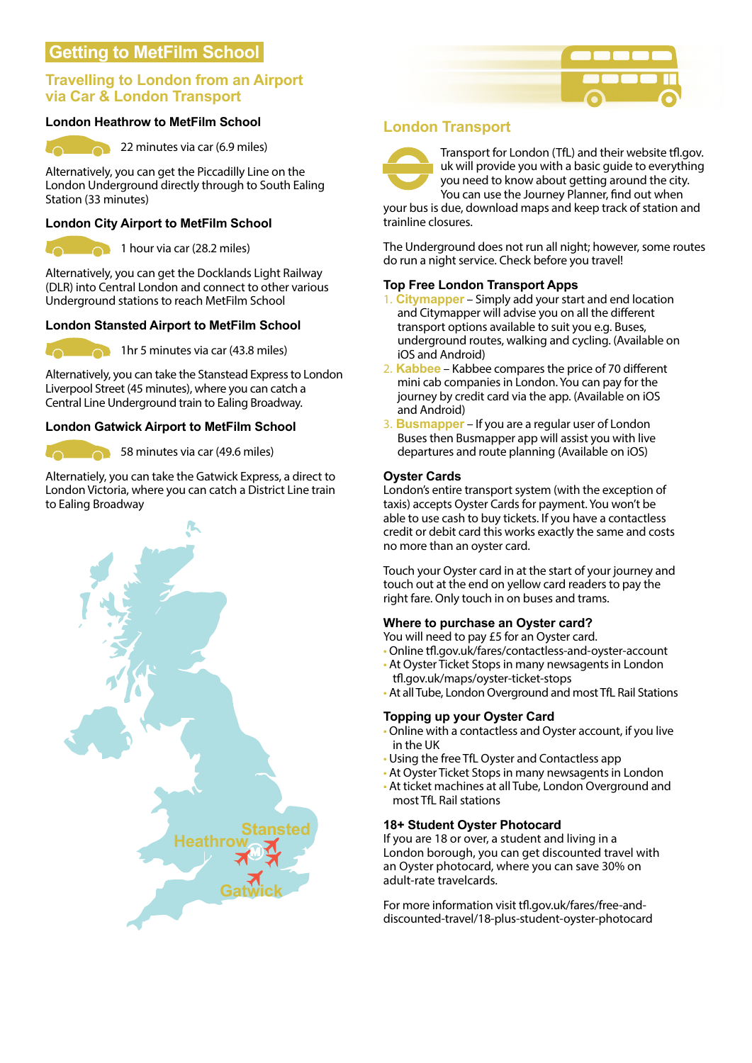# Getting to MetFilm School

## Travelling to London from an Airport via Car & London Transport

### London Heathrow to MetFilm School

22 minutes via car (6.9 miles)

Alternatively, you can get the Piccadilly Line on the London Underground directly through to South Ealing Station (33 minutes)

### London City Airport to MetFilm School

1 hour via car (28.2 miles)

Alternatively, you can get the Docklands Light Railway (DLR) into Central London and connect to other various Underground stations to reach MetFilm School

### London Stansted Airport to MetFilm School

1hr 5 minutes via car (43.8 miles)

Alternatively, you can take the Stanstead Express to London Liverpool Street (45 minutes), where you can catch a Central Line Underground train to Ealing Broadway.

### London Gatwick Airport to MetFilm School

58 minutes via car (49.6 miles)

Alternatiely, you can take the Gatwick Express, a direct to London Victoria, where you can catch a District Line train to Ealing Broadway

Heathrow
Stansted
Gatwick

## London Transport

Transport for London (TfL) and their website tfl.gov.uk will provide you with a basic guide to everything you need to know about getting around the city. You can use the Journey Planner, find out when your bus is due, download maps and keep track of station and trainline closures.

The Underground does not run all night; however, some routes do run a night service. Check before you travel!

### Top Free London Transport Apps

1. **Citymapper** – Simply add your start and end location and Citymapper will advise you on all the different transport options available to suit you e.g. Buses, underground routes, walking and cycling. (Available on iOS and Android)
2. **Kabbee** – Kabbee compares the price of 70 different mini cab companies in London. You can pay for the journey by credit card via the app. (Available on iOS and Android)
3. **Busmapper** – If you are a regular user of London Buses then Busmapper app will assist you with live departures and route planning (Available on iOS)

### Oyster Cards

London's entire transport system (with the exception of taxis) accepts Oyster Cards for payment. You won't be able to use cash to buy tickets. If you have a contactless credit or debit card this works exactly the same and costs no more than an oyster card.

Touch your Oyster card in at the start of your journey and touch out at the end on yellow card readers to pay the right fare. Only touch in on buses and trams.

### Where to purchase an Oyster card?

You will need to pay £5 for an Oyster card.

- Online tfl.gov.uk/fares/contactless-and-oyster-account
- At Oyster Ticket Stops in many newsagents in London tfl.gov.uk/maps/oyster-ticket-stops
- At all Tube, London Overground and most TfL Rail Stations

### Topping up your Oyster Card

- Online with a contactless and Oyster account, if you live in the UK
- Using the free TfL Oyster and Contactless app
- At Oyster Ticket Stops in many newsagents in London
- At ticket machines at all Tube, London Overground and most TfL Rail stations

### 18+ Student Oyster Photocard

If you are 18 or over, a student and living in a London borough, you can get discounted travel with an Oyster photocard, where you can save 30% on adult-rate travelcards.

For more information visit tfl.gov.uk/fares/free-and-discounted-travel/18-plus-student-oyster-photocard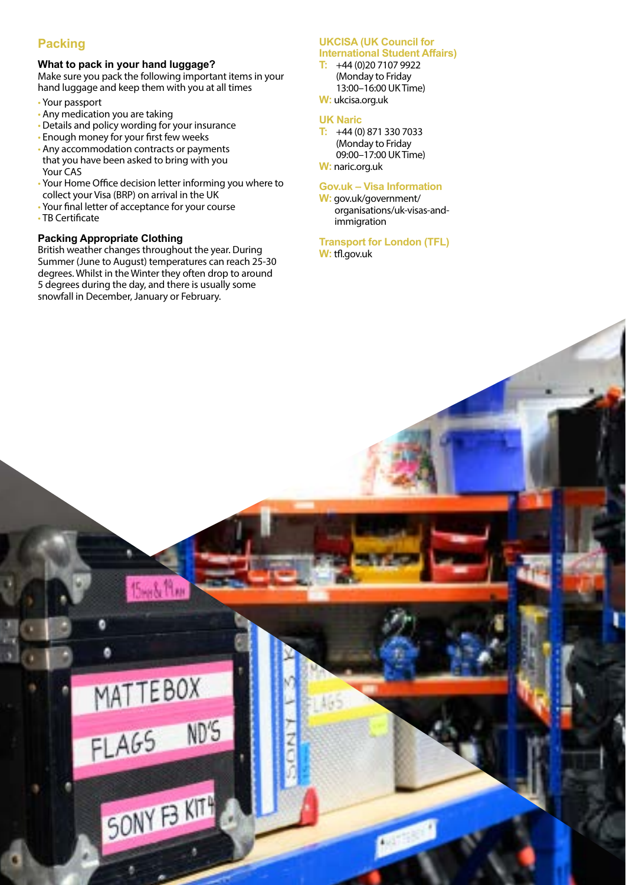## Packing

### What to pack in your hand luggage?

Make sure you pack the following important items in your hand luggage and keep them with you at all times

- Your passport
- Any medication you are taking
- Details and policy wording for your insurance
- Enough money for your first few weeks
- Any accommodation contracts or payments that you have been asked to bring with you Your CAS
- Your Home Office decision letter informing you where to collect your Visa (BRP) on arrival in the UK
- Your final letter of acceptance for your course
- TB Certificate

### Packing Appropriate Clothing

British weather changes throughout the year. During Summer (June to August) temperatures can reach 25-30 degrees. Whilst in the Winter they often drop to around 5 degrees during the day, and there is usually some snowfall in December, January or February.

### UKCISA (UK Council for International Student Affairs)

**T:** +44 (0)20 7107 9922 (Monday to Friday 13:00–16:00 UK Time)
**W:** ukcisa.org.uk

### UK Naric

**T:** +44 (0) 871 330 7033 (Monday to Friday 09:00–17:00 UK Time)
**W:** naric.org.uk

### Gov.uk – Visa Information

**W:** gov.uk/government/organisations/uk-visas-and-immigration

### Transport for London (TFL)

**W:** tfl.gov.uk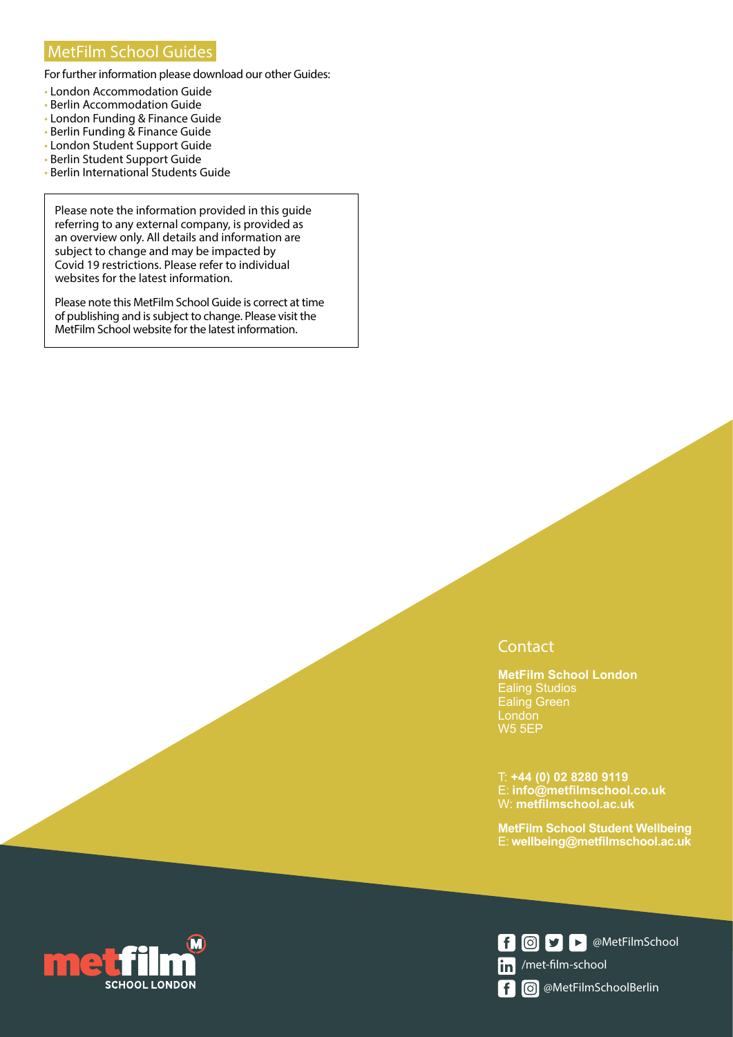## MetFilm School Guides

For further information please download our other Guides:

- London Accommodation Guide
- Berlin Accommodation Guide
- London Funding & Finance Guide
- Berlin Funding & Finance Guide
- London Student Support Guide
- Berlin Student Support Guide
- Berlin International Students Guide

Please note the information provided in this guide referring to any external company, is provided as an overview only. All details and information are subject to change and may be impacted by Covid 19 restrictions. Please refer to individual websites for the latest information.

Please note this MetFilm School Guide is correct at time of publishing and is subject to change. Please visit the MetFilm School website for the latest information.

## Contact

**MetFilm School London**
Ealing Studios
Ealing Green
London
W5 5EP

T: **+44 (0) 02 8280 9119**
E: **info@metfilmschool.co.uk**
W: **metfilmschool.ac.uk**

**MetFilm School Student Wellbeing**
E: **wellbeing@metfilmschool.ac.uk**

metfilm SCHOOL LONDON

@MetFilmSchool
/met-film-school
@MetFilmSchoolBerlin